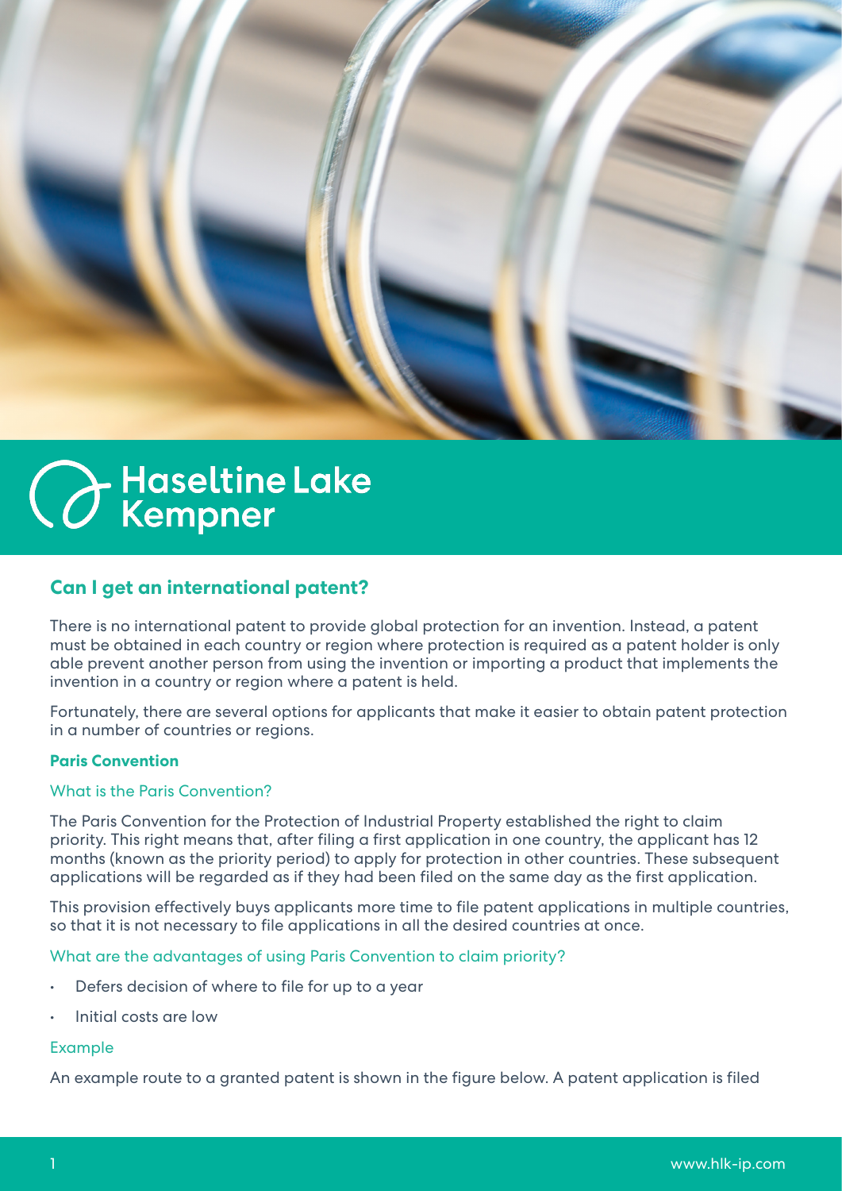Haseltine Lake Kempner

## Can I get an international patent?

There is no international patent to provide global protection for an invention. Instead, a patent must be obtained in each country or region where protection is required as a patent holder is only able prevent another person from using the invention or importing a product that implements the invention in a country or region where a patent is held.

Fortunately, there are several options for applicants that make it easier to obtain patent protection in a number of countries or regions.

### Paris Convention

#### What is the Paris Convention?

The Paris Convention for the Protection of Industrial Property established the right to claim priority. This right means that, after filing a first application in one country, the applicant has 12 months (known as the priority period) to apply for protection in other countries. These subsequent applications will be regarded as if they had been filed on the same day as the first application.

This provision effectively buys applicants more time to file patent applications in multiple countries, so that it is not necessary to file applications in all the desired countries at once.

#### What are the advantages of using Paris Convention to claim priority?

- Defers decision of where to file for up to a year
- Initial costs are low

#### Example

An example route to a granted patent is shown in the figure below. A patent application is filed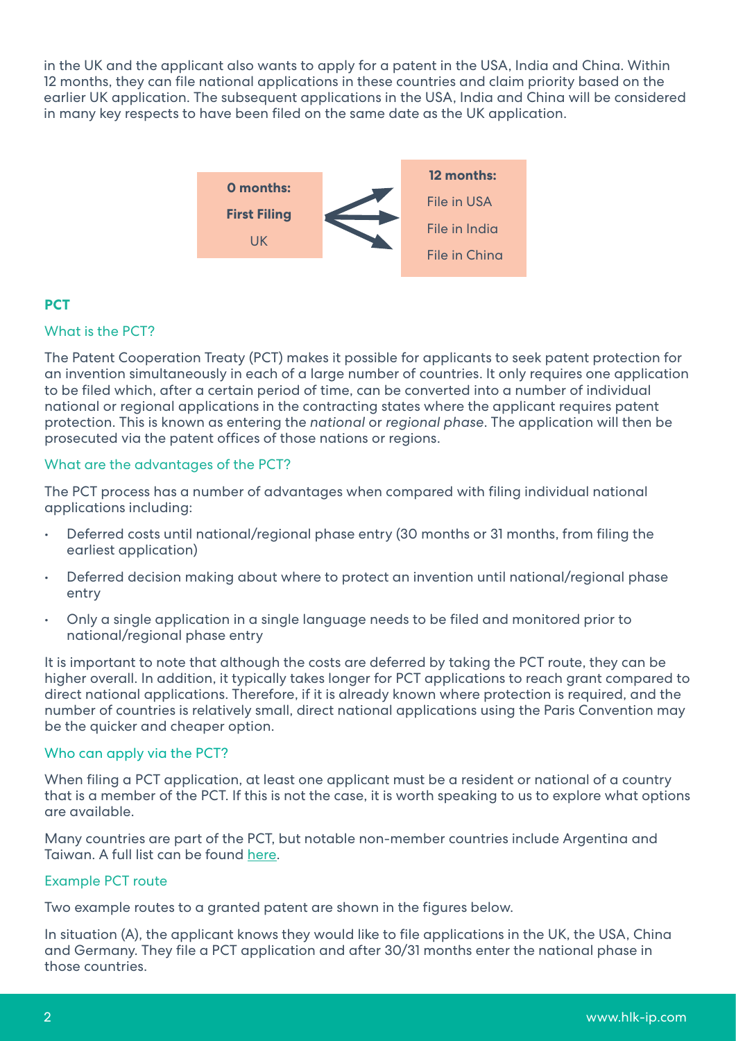in the UK and the applicant also wants to apply for a patent in the USA, India and China. Within 12 months, they can file national applications in these countries and claim priority based on the earlier UK application. The subsequent applications in the USA, India and China will be considered in many key respects to have been filed on the same date as the UK application.

| **0 months:** **First Filing** UK | → | **12 months:** File in USA, File in India, File in China |
| --- | --- | --- |

## PCT

### What is the PCT?

The Patent Cooperation Treaty (PCT) makes it possible for applicants to seek patent protection for an invention simultaneously in each of a large number of countries. It only requires one application to be filed which, after a certain period of time, can be converted into a number of individual national or regional applications in the contracting states where the applicant requires patent protection. This is known as entering the *national* or *regional phase*. The application will then be prosecuted via the patent offices of those nations or regions.

### What are the advantages of the PCT?

The PCT process has a number of advantages when compared with filing individual national applications including:

- Deferred costs until national/regional phase entry (30 months or 31 months, from filing the earliest application)
- Deferred decision making about where to protect an invention until national/regional phase entry
- Only a single application in a single language needs to be filed and monitored prior to national/regional phase entry

It is important to note that although the costs are deferred by taking the PCT route, they can be higher overall. In addition, it typically takes longer for PCT applications to reach grant compared to direct national applications. Therefore, if it is already known where protection is required, and the number of countries is relatively small, direct national applications using the Paris Convention may be the quicker and cheaper option.

### Who can apply via the PCT?

When filing a PCT application, at least one applicant must be a resident or national of a country that is a member of the PCT. If this is not the case, it is worth speaking to us to explore what options are available.

Many countries are part of the PCT, but notable non-member countries include Argentina and Taiwan. A full list can be found here.

### Example PCT route

Two example routes to a granted patent are shown in the figures below.

In situation (A), the applicant knows they would like to file applications in the UK, the USA, China and Germany. They file a PCT application and after 30/31 months enter the national phase in those countries.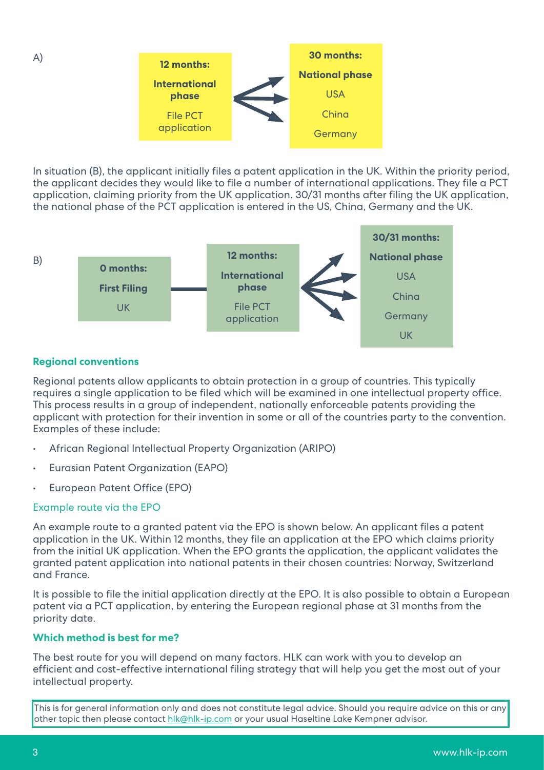A)

**12 months:**

**International phase**

File PCT application

**30 months:**

**National phase**

USA

China

Germany

In situation (B), the applicant initially files a patent application in the UK. Within the priority period, the applicant decides they would like to file a number of international applications. They file a PCT application, claiming priority from the UK application. 30/31 months after filing the UK application, the national phase of the PCT application is entered in the US, China, Germany and the UK.

B)

**0 months:**

**First Filing**

UK

**12 months:**

**International phase**

File PCT application

**30/31 months:**

**National phase**

USA

China

Germany

UK

**Regional conventions**

Regional patents allow applicants to obtain protection in a group of countries. This typically requires a single application to be filed which will be examined in one intellectual property office. This process results in a group of independent, nationally enforceable patents providing the applicant with protection for their invention in some or all of the countries party to the convention. Examples of these include:

- African Regional Intellectual Property Organization (ARIPO)
- Eurasian Patent Organization (EAPO)
- European Patent Office (EPO)

Example route via the EPO

An example route to a granted patent via the EPO is shown below. An applicant files a patent application in the UK. Within 12 months, they file an application at the EPO which claims priority from the initial UK application. When the EPO grants the application, the applicant validates the granted patent application into national patents in their chosen countries: Norway, Switzerland and France.

It is possible to file the initial application directly at the EPO. It is also possible to obtain a European patent via a PCT application, by entering the European regional phase at 31 months from the priority date.

**Which method is best for me?**

The best route for you will depend on many factors. HLK can work with you to develop an efficient and cost-effective international filing strategy that will help you get the most out of your intellectual property.

This is for general information only and does not constitute legal advice. Should you require advice on this or any other topic then please contact [hlk@hlk-ip.com](mailto:hlk@hlk-ip.com) or your usual Haseltine Lake Kempner advisor.